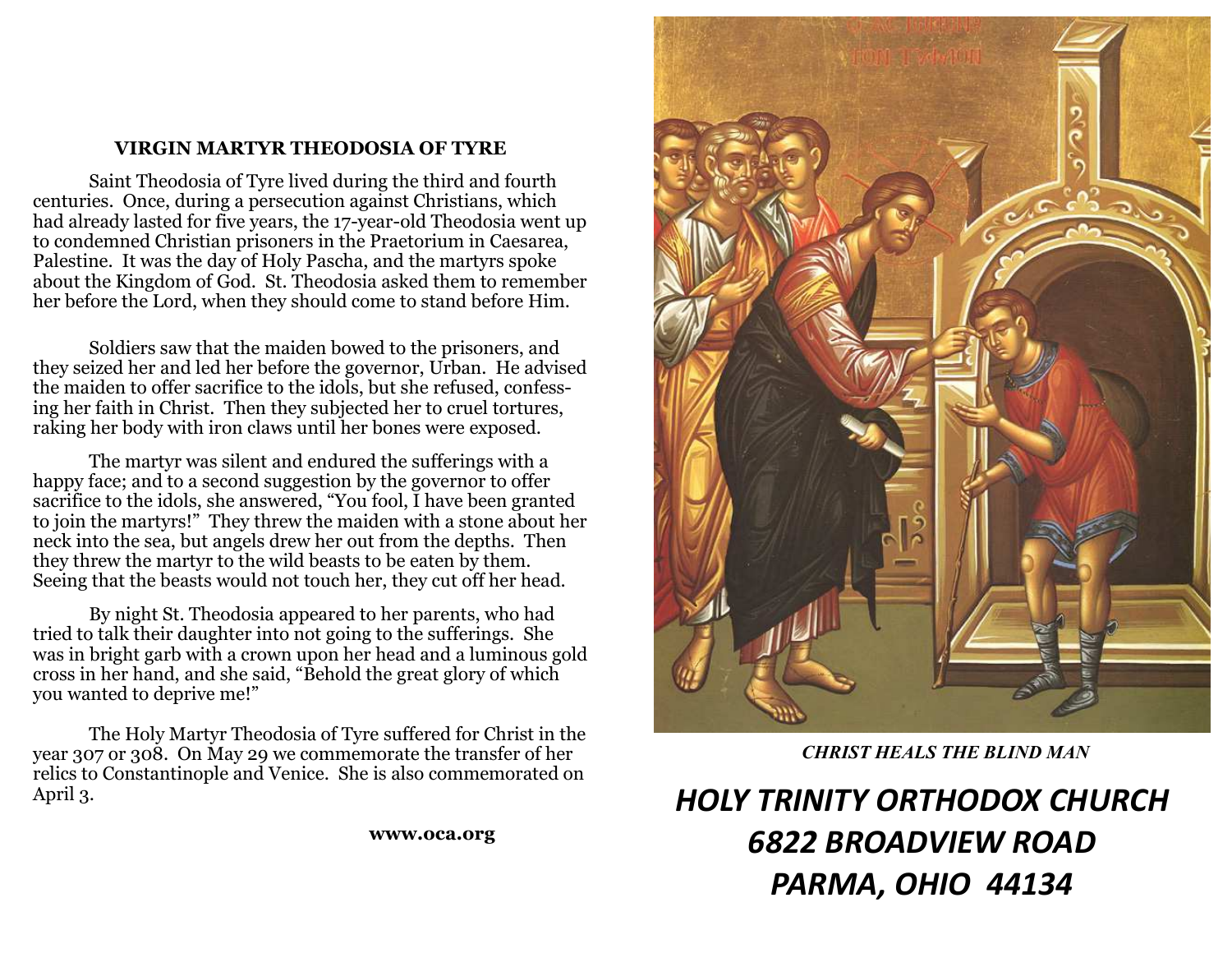## VIRGIN MARTYR THEODOSIA OF TYRE

Saint Theodosia of Tyre lived during the third and fourth centuries. Once, during a persecution against Christians, which had already lasted for five years, the 17-year-old Theodosia went up to condemned Christian prisoners in the Praetorium in Caesarea, Palestine. It was the day of Holy Pascha, and the martyrs spoke about the Kingdom of God. St. Theodosia asked them to remember her before the Lord, when they should come to stand before Him.

Soldiers saw that the maiden bowed to the prisoners, and they seized her and led her before the governor, Urban. He advised the maiden to offer sacrifice to the idols, but she refused, confessing her faith in Christ. Then they subjected her to cruel tortures, raking her body with iron claws until her bones were exposed.

The martyr was silent and endured the sufferings with a happy face; and to a second suggestion by the governor to offer sacrifice to the idols, she answered, "You fool, I have been granted to join the martyrs!" They threw the maiden with a stone about her neck into the sea, but angels drew her out from the depths. Then they threw the martyr to the wild beasts to be eaten by them. Seeing that the beasts would not touch her, they cut off her head.

By night St. Theodosia appeared to her parents, who had tried to talk their daughter into not going to the sufferings. She was in bright garb with a crown upon her head and a luminous gold cross in her hand, and she said, "Behold the great glory of which you wanted to deprive me!"

The Holy Martyr Theodosia of Tyre suffered for Christ in the year 307 or 308. On May 29 we commemorate the transfer of her relics to Constantinople and Venice. She is also commemorated on April 3.

**www.oca.org**

***CHRIST HEALS THE BLIND MAN***

# *HOLY TRINITY ORTHODOX CHURCH*
# *6822 BROADVIEW ROAD*
# *PARMA, OHIO 44134*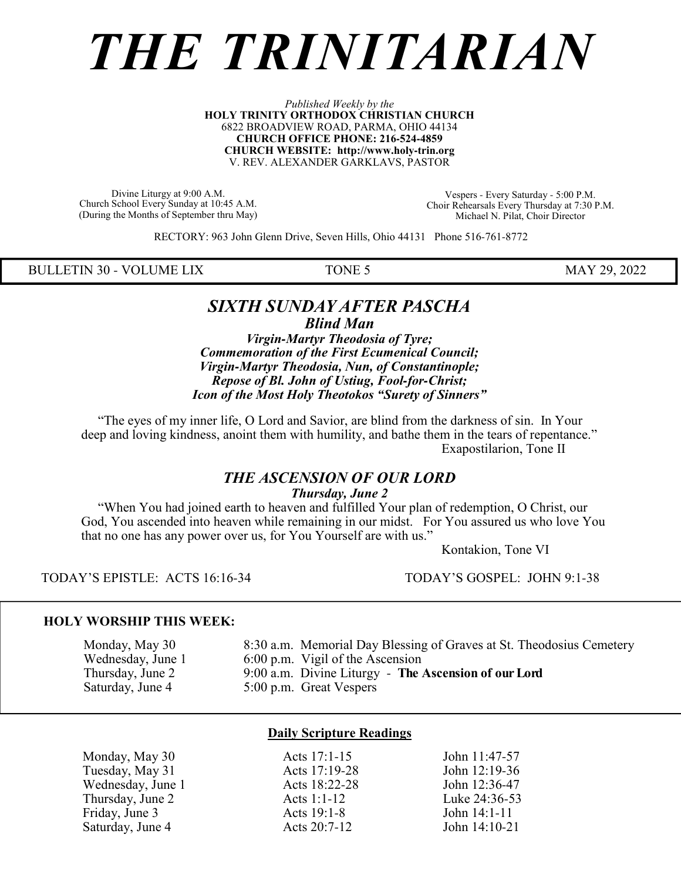# *THE TRINITARIAN*

*Published Weekly by the*
**HOLY TRINITY ORTHODOX CHRISTIAN CHURCH**
6822 BROADVIEW ROAD, PARMA, OHIO 44134
**CHURCH OFFICE PHONE: 216-524-4859**
**CHURCH WEBSITE: http://www.holy-trin.org**
V. REV. ALEXANDER GARKLAVS, PASTOR

Divine Liturgy at 9:00 A.M.
Church School Every Sunday at 10:45 A.M.
(During the Months of September thru May)

Vespers - Every Saturday - 5:00 P.M.
Choir Rehearsals Every Thursday at 7:30 P.M.
Michael N. Pilat, Choir Director

RECTORY: 963 John Glenn Drive, Seven Hills, Ohio 44131 Phone 516-761-8772

BULLETIN 30 - VOLUME LIX | TONE 5 | MAY 29, 2022

## *SIXTH SUNDAY AFTER PASCHA*

***Blind Man***

***Virgin-Martyr Theodosia of Tyre;***
***Commemoration of the First Ecumenical Council;***
***Virgin-Martyr Theodosia, Nun, of Constantinople;***
***Repose of Bl. John of Ustiug, Fool-for-Christ;***
***Icon of the Most Holy Theotokos "Surety of Sinners"***

"The eyes of my inner life, O Lord and Savior, are blind from the darkness of sin. In Your deep and loving kindness, anoint them with humility, and bathe them in the tears of repentance."
Exapostilarion, Tone II

## *THE ASCENSION OF OUR LORD*

***Thursday, June 2***

"When You had joined earth to heaven and fulfilled Your plan of redemption, O Christ, our God, You ascended into heaven while remaining in our midst. For You assured us who love You that no one has any power over us, for You Yourself are with us."
Kontakion, Tone VI

TODAY'S EPISTLE: ACTS 16:16-34 TODAY'S GOSPEL: JOHN 9:1-38

**HOLY WORSHIP THIS WEEK:**

| | |
|---|---|
| Monday, May 30 | 8:30 a.m. Memorial Day Blessing of Graves at St. Theodosius Cemetery |
| Wednesday, June 1 | 6:00 p.m. Vigil of the Ascension |
| Thursday, June 2 | 9:00 a.m. Divine Liturgy - **The Ascension of our Lord** |
| Saturday, June 4 | 5:00 p.m. Great Vespers |

**Daily Scripture Readings**

| | | |
|---|---|---|
| Monday, May 30 | Acts 17:1-15 | John 11:47-57 |
| Tuesday, May 31 | Acts 17:19-28 | John 12:19-36 |
| Wednesday, June 1 | Acts 18:22-28 | John 12:36-47 |
| Thursday, June 2 | Acts 1:1-12 | Luke 24:36-53 |
| Friday, June 3 | Acts 19:1-8 | John 14:1-11 |
| Saturday, June 4 | Acts 20:7-12 | John 14:10-21 |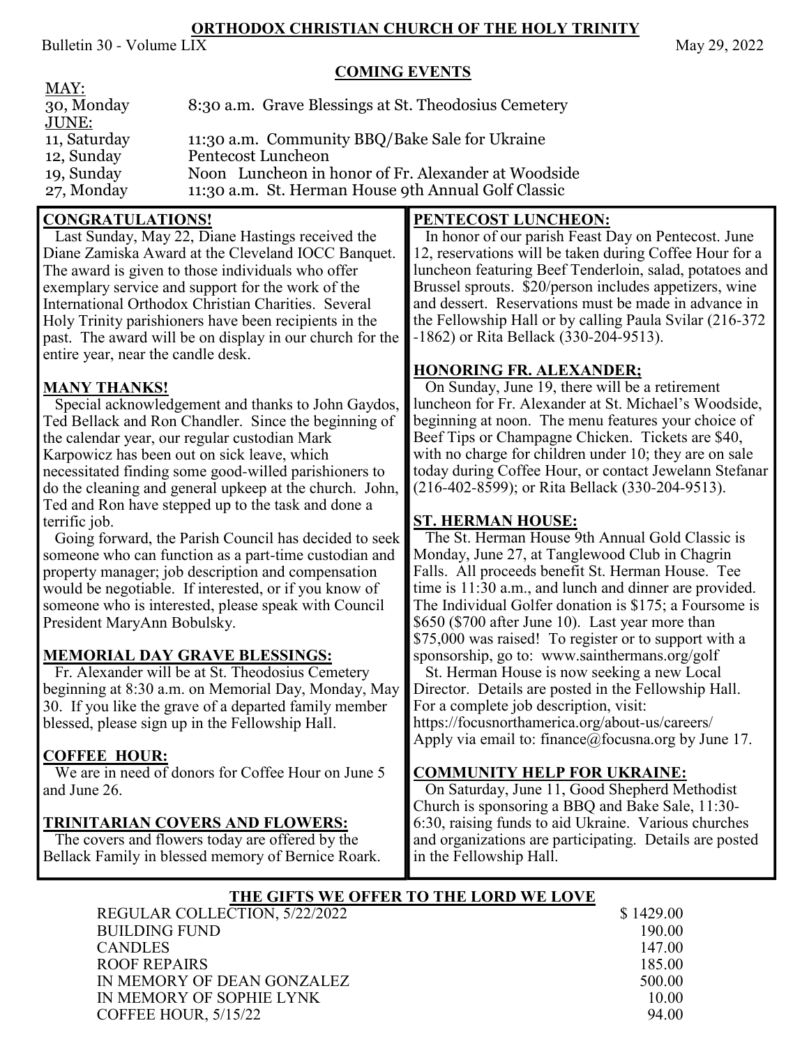# ORTHODOX CHRISTIAN CHURCH OF THE HOLY TRINITY

Bulletin 30 - Volume LIX

May 29, 2022

## COMING EVENTS

MAY:

| | |
|---|---|
| 30, Monday | 8:30 a.m. Grave Blessings at St. Theodosius Cemetery |

JUNE:

| | |
|---|---|
| 11, Saturday | 11:30 a.m. Community BBQ/Bake Sale for Ukraine |
| 12, Sunday | Pentecost Luncheon |
| 19, Sunday | Noon Luncheon in honor of Fr. Alexander at Woodside |
| 27, Monday | 11:30 a.m. St. Herman House 9th Annual Golf Classic |

### CONGRATULATIONS!

Last Sunday, May 22, Diane Hastings received the Diane Zamiska Award at the Cleveland IOCC Banquet. The award is given to those individuals who offer exemplary service and support for the work of the International Orthodox Christian Charities. Several Holy Trinity parishioners have been recipients in the past. The award will be on display in our church for the entire year, near the candle desk.

### MANY THANKS!

Special acknowledgement and thanks to John Gaydos, Ted Bellack and Ron Chandler. Since the beginning of the calendar year, our regular custodian Mark Karpowicz has been out on sick leave, which necessitated finding some good-willed parishioners to do the cleaning and general upkeep at the church. John, Ted and Ron have stepped up to the task and done a terrific job.

Going forward, the Parish Council has decided to seek someone who can function as a part-time custodian and property manager; job description and compensation would be negotiable. If interested, or if you know of someone who is interested, please speak with Council President MaryAnn Bobulsky.

### MEMORIAL DAY GRAVE BLESSINGS:

Fr. Alexander will be at St. Theodosius Cemetery beginning at 8:30 a.m. on Memorial Day, Monday, May 30. If you like the grave of a departed family member blessed, please sign up in the Fellowship Hall.

### COFFEE HOUR:

We are in need of donors for Coffee Hour on June 5 and June 26.

### TRINITARIAN COVERS AND FLOWERS:

The covers and flowers today are offered by the Bellack Family in blessed memory of Bernice Roark.

### PENTECOST LUNCHEON:

In honor of our parish Feast Day on Pentecost. June 12, reservations will be taken during Coffee Hour for a luncheon featuring Beef Tenderloin, salad, potatoes and Brussel sprouts. $20/person includes appetizers, wine and dessert. Reservations must be made in advance in the Fellowship Hall or by calling Paula Svilar (216-372-1862) or Rita Bellack (330-204-9513).

### HONORING FR. ALEXANDER;

On Sunday, June 19, there will be a retirement luncheon for Fr. Alexander at St. Michael's Woodside, beginning at noon. The menu features your choice of Beef Tips or Champagne Chicken. Tickets are $40, with no charge for children under 10; they are on sale today during Coffee Hour, or contact Jewelann Stefanar (216-402-8599); or Rita Bellack (330-204-9513).

### ST. HERMAN HOUSE:

The St. Herman House 9th Annual Gold Classic is Monday, June 27, at Tanglewood Club in Chagrin Falls. All proceeds benefit St. Herman House. Tee time is 11:30 a.m., and lunch and dinner are provided. The Individual Golfer donation is $175; a Foursome is $650 ($700 after June 10). Last year more than $75,000 was raised! To register or to support with a sponsorship, go to: www.sainthermans.org/golf

St. Herman House is now seeking a new Local Director. Details are posted in the Fellowship Hall. For a complete job description, visit: https://focusnorthamerica.org/about-us/careers/ Apply via email to: finance@focusna.org by June 17.

### COMMUNITY HELP FOR UKRAINE:

On Saturday, June 11, Good Shepherd Methodist Church is sponsoring a BBQ and Bake Sale, 11:30-6:30, raising funds to aid Ukraine. Various churches and organizations are participating. Details are posted in the Fellowship Hall.

## THE GIFTS WE OFFER TO THE LORD WE LOVE

| | |
|---|---|
| REGULAR COLLECTION, 5/22/2022 | $ 1429.00 |
| BUILDING FUND | 190.00 |
| CANDLES | 147.00 |
| ROOF REPAIRS | 185.00 |
| IN MEMORY OF DEAN GONZALEZ | 500.00 |
| IN MEMORY OF SOPHIE LYNK | 10.00 |
| COFFEE HOUR, 5/15/22 | 94.00 |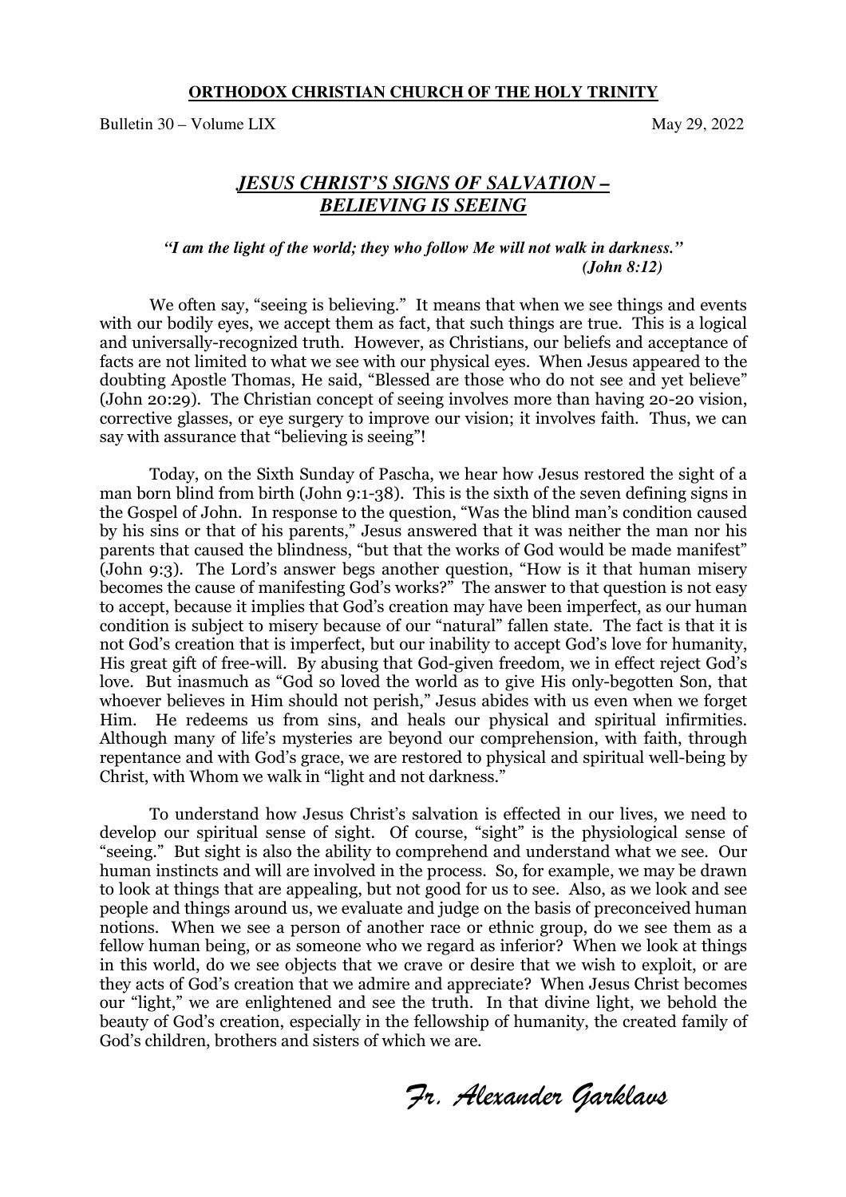**ORTHODOX CHRISTIAN CHURCH OF THE HOLY TRINITY**

Bulletin 30 – Volume LIX May 29, 2022

## ***JESUS CHRIST'S SIGNS OF SALVATION – BELIEVING IS SEEING***

***"I am the light of the world; they who follow Me will not walk in darkness." (John 8:12)***

We often say, "seeing is believing." It means that when we see things and events with our bodily eyes, we accept them as fact, that such things are true. This is a logical and universally-recognized truth. However, as Christians, our beliefs and acceptance of facts are not limited to what we see with our physical eyes. When Jesus appeared to the doubting Apostle Thomas, He said, "Blessed are those who do not see and yet believe" (John 20:29). The Christian concept of seeing involves more than having 20-20 vision, corrective glasses, or eye surgery to improve our vision; it involves faith. Thus, we can say with assurance that "believing is seeing"!

Today, on the Sixth Sunday of Pascha, we hear how Jesus restored the sight of a man born blind from birth (John 9:1-38). This is the sixth of the seven defining signs in the Gospel of John. In response to the question, "Was the blind man's condition caused by his sins or that of his parents," Jesus answered that it was neither the man nor his parents that caused the blindness, "but that the works of God would be made manifest" (John 9:3). The Lord's answer begs another question, "How is it that human misery becomes the cause of manifesting God's works?" The answer to that question is not easy to accept, because it implies that God's creation may have been imperfect, as our human condition is subject to misery because of our "natural" fallen state. The fact is that it is not God's creation that is imperfect, but our inability to accept God's love for humanity, His great gift of free-will. By abusing that God-given freedom, we in effect reject God's love. But inasmuch as "God so loved the world as to give His only-begotten Son, that whoever believes in Him should not perish," Jesus abides with us even when we forget Him. He redeems us from sins, and heals our physical and spiritual infirmities. Although many of life's mysteries are beyond our comprehension, with faith, through repentance and with God's grace, we are restored to physical and spiritual well-being by Christ, with Whom we walk in "light and not darkness."

To understand how Jesus Christ's salvation is effected in our lives, we need to develop our spiritual sense of sight. Of course, "sight" is the physiological sense of "seeing." But sight is also the ability to comprehend and understand what we see. Our human instincts and will are involved in the process. So, for example, we may be drawn to look at things that are appealing, but not good for us to see. Also, as we look and see people and things around us, we evaluate and judge on the basis of preconceived human notions. When we see a person of another race or ethnic group, do we see them as a fellow human being, or as someone who we regard as inferior? When we look at things in this world, do we see objects that we crave or desire that we wish to exploit, or are they acts of God's creation that we admire and appreciate? When Jesus Christ becomes our "light," we are enlightened and see the truth. In that divine light, we behold the beauty of God's creation, especially in the fellowship of humanity, the created family of God's children, brothers and sisters of which we are.

*Fr. Alexander Garklavs*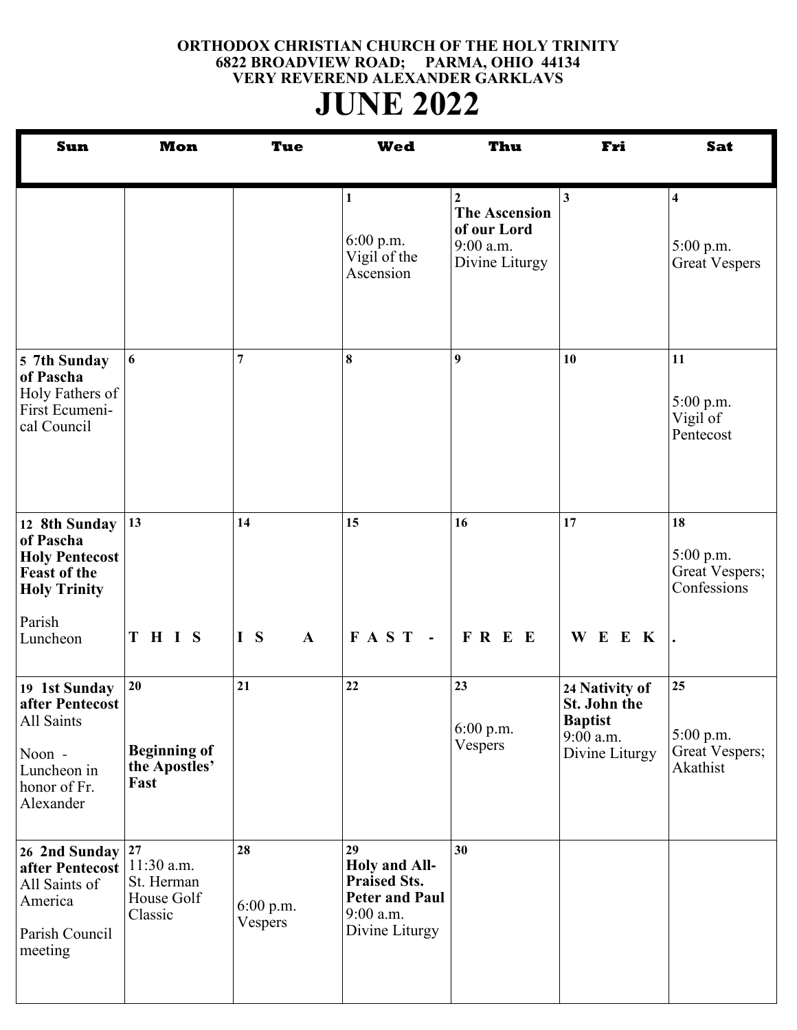**ORTHODOX CHRISTIAN CHURCH OF THE HOLY TRINITY**
**6822 BROADVIEW ROAD; PARMA, OHIO 44134**
**VERY REVEREND ALEXANDER GARKLAVS**

# JUNE 2022

| Sun | Mon | Tue | Wed | Thu | Fri | Sat |
|---|---|---|---|---|---|---|
| | | | 1<br>6:00 p.m.<br>Vigil of the Ascension | 2<br>**The Ascension of our Lord**<br>9:00 a.m.<br>Divine Liturgy | 3 | 4<br>5:00 p.m.<br>Great Vespers |
| 5 **7th Sunday of Pascha**<br>Holy Fathers of First Ecumenical Council | 6 | 7 | 8 | 9 | 10 | 11<br>5:00 p.m.<br>Vigil of Pentecost |
| 12 **8th Sunday of Pascha**<br>**Holy Pentecost**<br>**Feast of the Holy Trinity**<br>Parish Luncheon | 13<br>**THIS** | 14<br>**IS A** | 15<br>**FAST -** | 16<br>**FREE** | 17<br>**WEEK** | 18<br>5:00 p.m.<br>Great Vespers; Confessions<br>. |
| 19 **1st Sunday after Pentecost**<br>All Saints<br>Noon - Luncheon in honor of Fr. Alexander | 20<br>**Beginning of the Apostles' Fast** | 21 | 22 | 23<br>6:00 p.m.<br>Vespers | 24 **Nativity of St. John the Baptist**<br>9:00 a.m.<br>Divine Liturgy | 25<br>5:00 p.m.<br>Great Vespers; Akathist |
| 26 **2nd Sunday after Pentecost**<br>All Saints of America<br>Parish Council meeting | 27<br>11:30 a.m.<br>St. Herman House Golf Classic | 28<br>6:00 p.m.<br>Vespers | 29<br>**Holy and All-Praised Sts. Peter and Paul**<br>9:00 a.m.<br>Divine Liturgy | 30 | | |